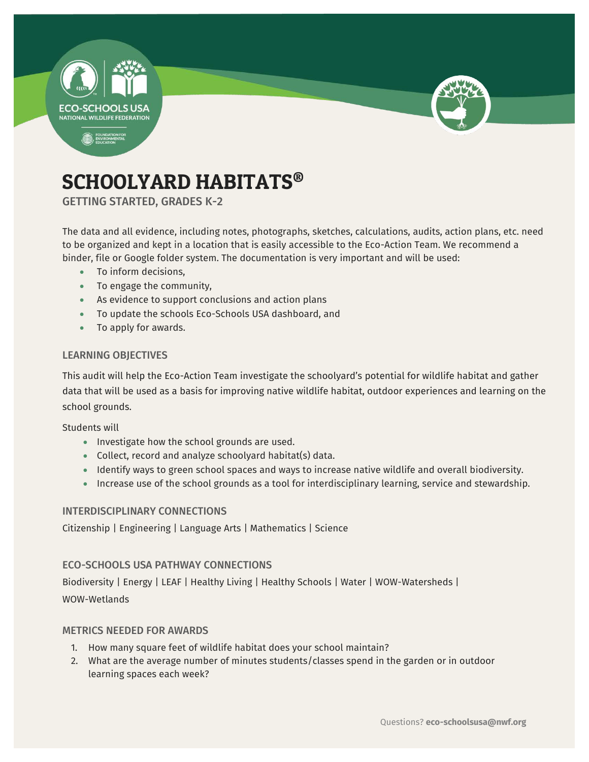# SCHOOLYARD HABITATS®

## GETTING STARTED, GRADES K-2

The data and all evidence, including notes, photographs, sketches, calculations, audits, action plans, etc. need to be organized and kept in a location that is easily accessible to the Eco-Action Team. We recommend a binder, file or Google folder system. The documentation is very important and will be used:

- To inform decisions,
- To engage the community,
- As evidence to support conclusions and action plans
- To update the schools Eco-Schools USA dashboard, and
- To apply for awards.

### LEARNING OBJECTIVES

This audit will help the Eco-Action Team investigate the schoolyard's potential for wildlife habitat and gather data that will be used as a basis for improving native wildlife habitat, outdoor experiences and learning on the school grounds.

Students will

- Investigate how the school grounds are used.
- Collect, record and analyze schoolyard habitat(s) data.
- Identify ways to green school spaces and ways to increase native wildlife and overall biodiversity.
- Increase use of the school grounds as a tool for interdisciplinary learning, service and stewardship.

### INTERDISCIPLINARY CONNECTIONS

Citizenship | Engineering | Language Arts | Mathematics | Science

### ECO-SCHOOLS USA PATHWAY CONNECTIONS

Biodiversity | Energy | LEAF | Healthy Living | Healthy Schools | Water | WOW-Watersheds | WOW-Wetlands

### METRICS NEEDED FOR AWARDS

1. How many square feet of wildlife habitat does your school maintain?
2. What are the average number of minutes students/classes spend in the garden or in outdoor learning spaces each week?

Questions? **eco-schoolsusa@nwf.org**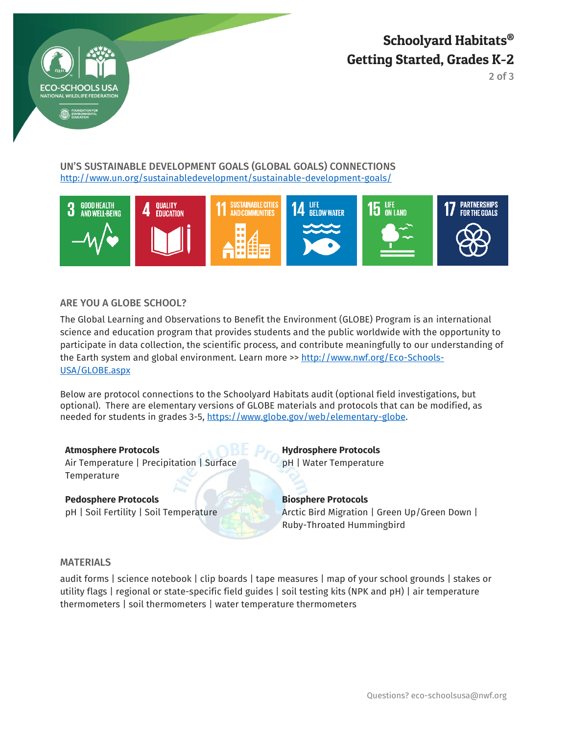# Schoolyard Habitats®
# Getting Started, Grades K-2

## UN'S SUSTAINABLE DEVELOPMENT GOALS (GLOBAL GOALS) CONNECTIONS

http://www.un.org/sustainabledevelopment/sustainable-development-goals/

3 GOOD HEALTH AND WELL-BEING | 4 QUALITY EDUCATION | 11 SUSTAINABLE CITIES AND COMMUNITIES | 14 LIFE BELOW WATER | 15 LIFE ON LAND | 17 PARTNERSHIPS FOR THE GOALS

## ARE YOU A GLOBE SCHOOL?

The Global Learning and Observations to Benefit the Environment (GLOBE) Program is an international science and education program that provides students and the public worldwide with the opportunity to participate in data collection, the scientific process, and contribute meaningfully to our understanding of the Earth system and global environment. Learn more >> http://www.nwf.org/Eco-Schools-USA/GLOBE.aspx

Below are protocol connections to the Schoolyard Habitats audit (optional field investigations, but optional). There are elementary versions of GLOBE materials and protocols that can be modified, as needed for students in grades 3-5, https://www.globe.gov/web/elementary-globe.

**Atmosphere Protocols**
Air Temperature | Precipitation | Surface Temperature

**Hydrosphere Protocols**
pH | Water Temperature

**Pedosphere Protocols**
pH | Soil Fertility | Soil Temperature

**Biosphere Protocols**
Arctic Bird Migration | Green Up/Green Down | Ruby-Throated Hummingbird

## MATERIALS

audit forms | science notebook | clip boards | tape measures | map of your school grounds | stakes or utility flags | regional or state-specific field guides | soil testing kits (NPK and pH) | air temperature thermometers | soil thermometers | water temperature thermometers

Questions? eco-schoolsusa@nwf.org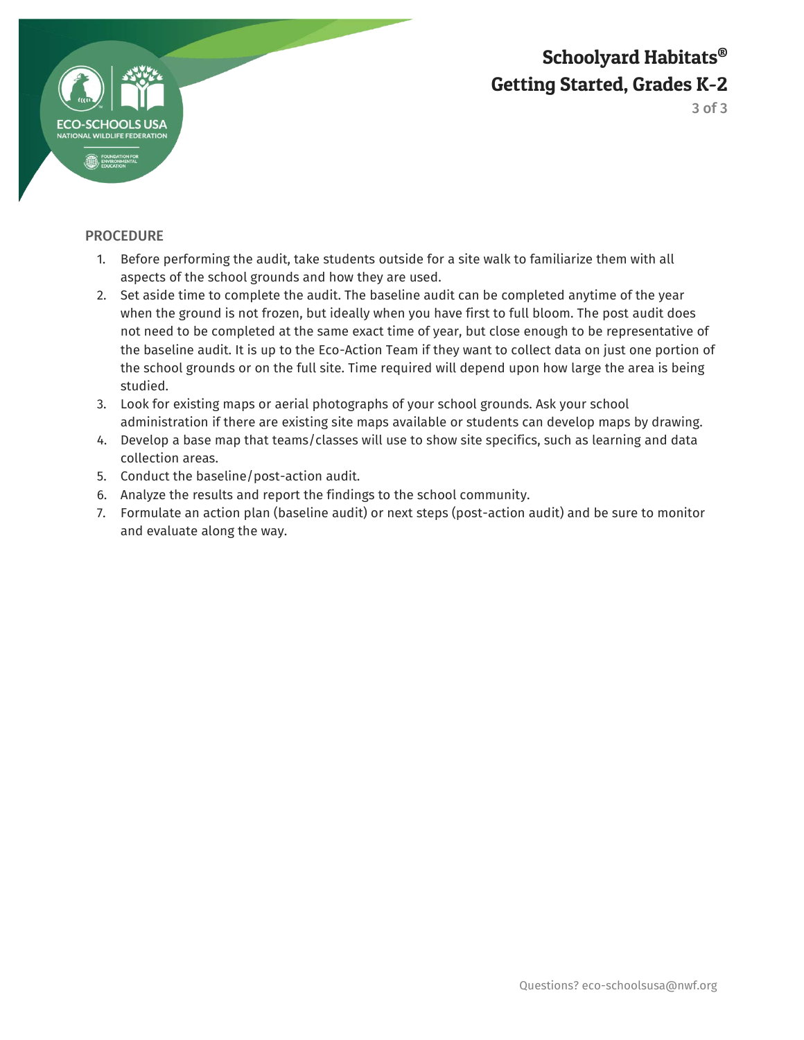## PROCEDURE

1. Before performing the audit, take students outside for a site walk to familiarize them with all aspects of the school grounds and how they are used.
2. Set aside time to complete the audit. The baseline audit can be completed anytime of the year when the ground is not frozen, but ideally when you have first to full bloom. The post audit does not need to be completed at the same exact time of year, but close enough to be representative of the baseline audit. It is up to the Eco-Action Team if they want to collect data on just one portion of the school grounds or on the full site. Time required will depend upon how large the area is being studied.
3. Look for existing maps or aerial photographs of your school grounds. Ask your school administration if there are existing site maps available or students can develop maps by drawing.
4. Develop a base map that teams/classes will use to show site specifics, such as learning and data collection areas.
5. Conduct the baseline/post-action audit.
6. Analyze the results and report the findings to the school community.
7. Formulate an action plan (baseline audit) or next steps (post-action audit) and be sure to monitor and evaluate along the way.